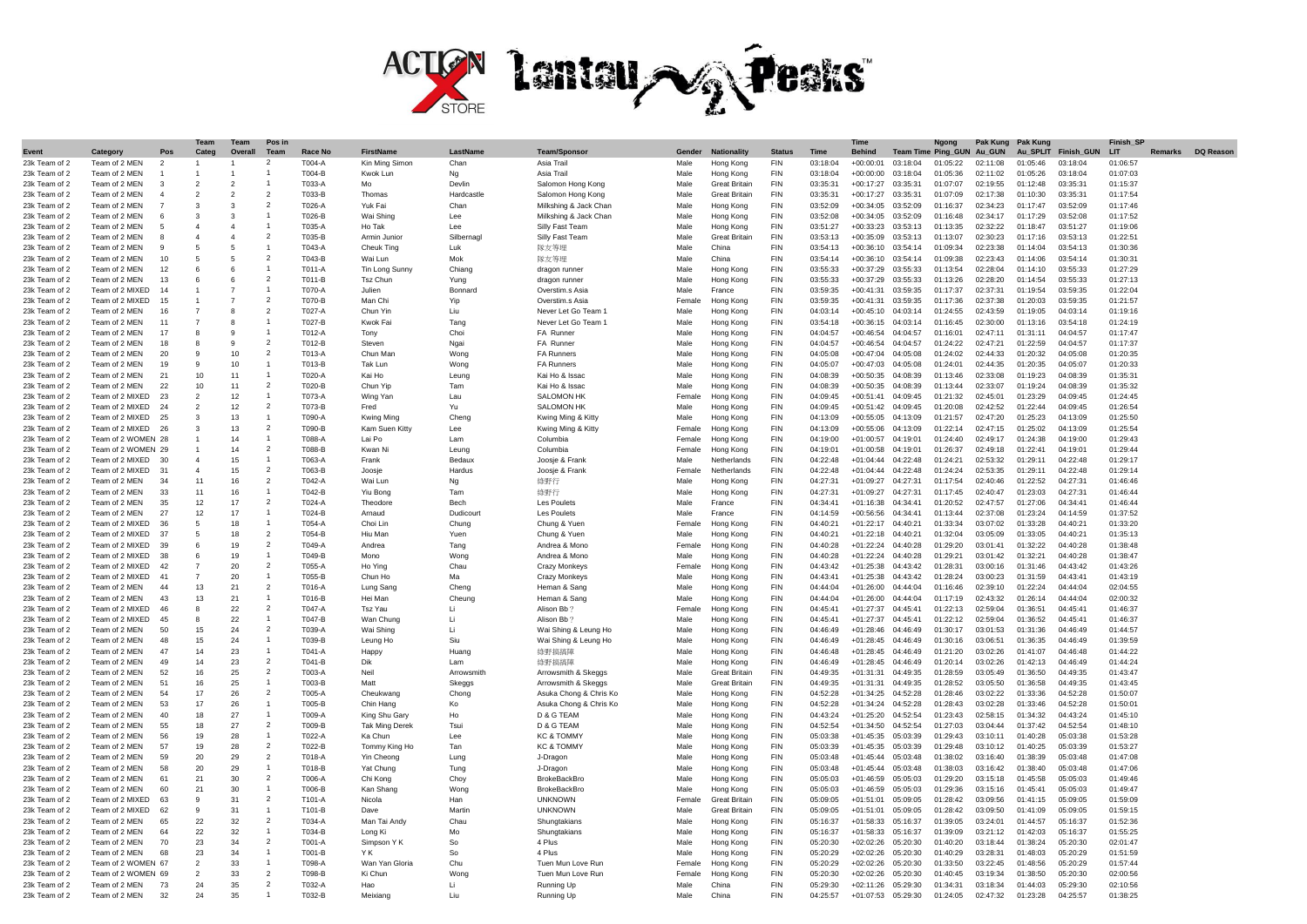# ACTION X STORE Lantau Peaks™

| Event | Category | Pos | Team Categ | Team Overall | Pos in Team | Race No | FirstName | LastName | Team/Sponsor | Gender | Nationality | Status | Time | Time Behind | Team Time | Ngong Ping_GUN | Pak Kung Au_GUN | Pak Kung Au_SPLIT | Finish_GUN | Finish_SP LIT | Remarks | DQ Reason |
|---|---|---|---|---|---|---|---|---|---|---|---|---|---|---|---|---|---|---|---|---|---|---|
| 23k Team of 2 | Team of 2 MEN | 2 | 1 | 1 | 2 | T004-A | Kin Ming Simon | Chan | Asia Trail | Male | Hong Kong | FIN | 03:18:04 | +00:00:01 | 03:18:04 | 01:05:22 | 02:11:08 | 01:05:46 | 03:18:04 | 01:06:57 | | |
| 23k Team of 2 | Team of 2 MEN | 1 | 1 | 1 | 1 | T004-B | Kwok Lun | Ng | Asia Trail | Male | Hong Kong | FIN | 03:18:04 | +00:00:00 | 03:18:04 | 01:05:36 | 02:11:02 | 01:05:26 | 03:18:04 | 01:07:03 | | |
| 23k Team of 2 | Team of 2 MEN | 3 | 2 | 2 | 1 | T033-A | Mo | Devlin | Salomon Hong Kong | Male | Great Britain | FIN | 03:35:31 | +00:17:27 | 03:35:31 | 01:07:07 | 02:19:55 | 01:12:48 | 03:35:31 | 01:15:37 | | |
| 23k Team of 2 | Team of 2 MEN | 4 | 2 | 2 | 2 | T033-B | Thomas | Hardcastle | Salomon Hong Kong | Male | Great Britain | FIN | 03:35:31 | +00:17:27 | 03:35:31 | 01:07:09 | 02:17:38 | 01:10:30 | 03:35:31 | 01:17:54 | | |
| 23k Team of 2 | Team of 2 MEN | 7 | 3 | 3 | 2 | T026-A | Yuk Fai | Chan | Milkshing & Jack Chan | Male | Hong Kong | FIN | 03:52:09 | +00:34:05 | 03:52:09 | 01:16:37 | 02:34:23 | 01:17:47 | 03:52:09 | 01:17:46 | | |
| 23k Team of 2 | Team of 2 MEN | 6 | 3 | 3 | 1 | T026-B | Wai Shing | Lee | Milkshing & Jack Chan | Male | Hong Kong | FIN | 03:52:08 | +00:34:05 | 03:52:09 | 01:16:48 | 02:34:17 | 01:17:29 | 03:52:08 | 01:17:52 | | |
| 23k Team of 2 | Team of 2 MEN | 5 | 4 | 4 | 1 | T035-A | Ho Tak | Lee | Silly Fast Team | Male | Hong Kong | FIN | 03:51:27 | +00:33:23 | 03:53:13 | 01:13:35 | 02:32:22 | 01:18:47 | 03:51:27 | 01:19:06 | | |
| 23k Team of 2 | Team of 2 MEN | 8 | 4 | 4 | 2 | T035-B | Armin Junior | Silbernagl | Silly Fast Team | Male | Great Britain | FIN | 03:53:13 | +00:35:09 | 03:53:13 | 01:13:07 | 02:30:23 | 01:17:16 | 03:53:13 | 01:22:51 | | |
| 23k Team of 2 | Team of 2 MEN | 9 | 5 | 5 | 1 | T043-A | Cheuk Ting | Luk | 隊友等埋 | Male | China | FIN | 03:54:13 | +00:36:10 | 03:54:14 | 01:09:34 | 02:23:38 | 01:14:04 | 03:54:13 | 01:30:36 | | |
| 23k Team of 2 | Team of 2 MEN | 10 | 5 | 5 | 2 | T043-B | Wai Lun | Mok | 隊友等埋 | Male | China | FIN | 03:54:14 | +00:36:10 | 03:54:14 | 01:09:38 | 02:23:43 | 01:14:06 | 03:54:14 | 01:30:31 | | |
| 23k Team of 2 | Team of 2 MEN | 12 | 6 | 6 | 1 | T011-A | Tin Long Sunny | Chiang | dragon runner | Male | Hong Kong | FIN | 03:55:33 | +00:37:29 | 03:55:33 | 01:13:54 | 02:28:04 | 01:14:10 | 03:55:33 | 01:27:29 | | |
| 23k Team of 2 | Team of 2 MEN | 13 | 6 | 6 | 2 | T011-B | Tsz Chun | Yung | dragon runner | Male | Hong Kong | FIN | 03:55:33 | +00:37:29 | 03:55:33 | 01:13:26 | 02:28:20 | 01:14:54 | 03:55:33 | 01:27:13 | | |
| 23k Team of 2 | Team of 2 MIXED | 14 | 1 | 7 | 1 | T070-A | Julien | Bonnard | Overstim.s Asia | Male | France | FIN | 03:59:35 | +00:41:31 | 03:59:35 | 01:17:37 | 02:37:31 | 01:19:54 | 03:59:35 | 01:22:04 | | |
| 23k Team of 2 | Team of 2 MIXED | 15 | 1 | 7 | 2 | T070-B | Man Chi | Yip | Overstim.s Asia | Female | Hong Kong | FIN | 03:59:35 | +00:41:31 | 03:59:35 | 01:17:36 | 02:37:38 | 01:20:03 | 03:59:35 | 01:21:57 | | |
| 23k Team of 2 | Team of 2 MEN | 16 | 7 | 8 | 2 | T027-A | Chun Yin | Liu | Never Let Go Team 1 | Male | Hong Kong | FIN | 04:03:14 | +00:45:10 | 04:03:14 | 01:24:55 | 02:43:59 | 01:19:05 | 04:03:14 | 01:19:16 | | |
| 23k Team of 2 | Team of 2 MEN | 11 | 7 | 8 | 1 | T027-B | Kwok Fai | Tang | Never Let Go Team 1 | Male | Hong Kong | FIN | 03:54:18 | +00:36:15 | 04:03:14 | 01:16:45 | 02:30:00 | 01:13:16 | 03:54:18 | 01:24:19 | | |
| 23k Team of 2 | Team of 2 MEN | 17 | 8 | 9 | 1 | T012-A | Tony | Choi | FA Runner | Male | Hong Kong | FIN | 04:04:57 | +00:46:54 | 04:04:57 | 01:16:01 | 02:47:11 | 01:31:11 | 04:04:57 | 01:17:47 | | |
| 23k Team of 2 | Team of 2 MEN | 18 | 8 | 9 | 2 | T012-B | Steven | Ngai | FA Runner | Male | Hong Kong | FIN | 04:04:57 | +00:46:54 | 04:04:57 | 01:24:22 | 02:47:21 | 01:22:59 | 04:04:57 | 01:17:37 | | |
| 23k Team of 2 | Team of 2 MEN | 20 | 9 | 10 | 2 | T013-A | Chun Man | Wong | FA Runners | Male | Hong Kong | FIN | 04:05:08 | +00:47:04 | 04:05:08 | 01:24:02 | 02:44:33 | 01:20:32 | 04:05:08 | 01:20:35 | | |
| 23k Team of 2 | Team of 2 MEN | 19 | 9 | 10 | 1 | T013-B | Tak Lun | Wong | FA Runners | Male | Hong Kong | FIN | 04:05:07 | +00:47:03 | 04:05:08 | 01:24:01 | 02:44:35 | 01:20:35 | 04:05:07 | 01:20:33 | | |
| 23k Team of 2 | Team of 2 MEN | 21 | 10 | 11 | 1 | T020-A | Kai Ho | Leung | Kai Ho & Issac | Male | Hong Kong | FIN | 04:08:39 | +00:50:35 | 04:08:39 | 01:13:46 | 02:33:08 | 01:19:23 | 04:08:39 | 01:35:31 | | |
| 23k Team of 2 | Team of 2 MEN | 22 | 10 | 11 | 2 | T020-B | Chun Yip | Tam | Kai Ho & Issac | Male | Hong Kong | FIN | 04:08:39 | +00:50:35 | 04:08:39 | 01:13:44 | 02:33:07 | 01:19:24 | 04:08:39 | 01:35:32 | | |
| 23k Team of 2 | Team of 2 MIXED | 23 | 2 | 12 | 1 | T073-A | Wing Yan | Lau | SALOMON HK | Female | Hong Kong | FIN | 04:09:45 | +00:51:41 | 04:09:45 | 01:21:32 | 02:45:01 | 01:23:29 | 04:09:45 | 01:24:45 | | |
| 23k Team of 2 | Team of 2 MIXED | 24 | 2 | 12 | 2 | T073-B | Fred | Yu | SALOMON HK | Male | Hong Kong | FIN | 04:09:45 | +00:51:42 | 04:09:45 | 01:20:08 | 02:42:52 | 01:22:44 | 04:09:45 | 01:26:54 | | |
| 23k Team of 2 | Team of 2 MIXED | 25 | 3 | 13 | 1 | T090-A | Kwing Ming | Cheng | Kwing Ming & Kitty | Male | Hong Kong | FIN | 04:13:09 | +00:55:05 | 04:13:09 | 01:21:57 | 02:47:20 | 01:25:23 | 04:13:09 | 01:25:50 | | |
| 23k Team of 2 | Team of 2 MIXED | 26 | 3 | 13 | 2 | T090-B | Kam Suen Kitty | Lee | Kwing Ming & Kitty | Female | Hong Kong | FIN | 04:13:09 | +00:55:06 | 04:13:09 | 01:22:14 | 02:47:15 | 01:25:02 | 04:13:09 | 01:25:54 | | |
| 23k Team of 2 | Team of 2 WOMEN | 28 | 1 | 14 | 1 | T088-A | Lai Po | Lam | Columbia | Female | Hong Kong | FIN | 04:19:00 | +01:00:57 | 04:19:01 | 01:24:40 | 02:49:17 | 01:24:38 | 04:19:00 | 01:29:43 | | |
| 23k Team of 2 | Team of 2 WOMEN | 29 | 1 | 14 | 2 | T088-B | Kwan Ni | Leung | Columbia | Female | Hong Kong | FIN | 04:19:01 | +01:00:58 | 04:19:01 | 01:26:37 | 02:49:18 | 01:22:41 | 04:19:01 | 01:29:44 | | |
| 23k Team of 2 | Team of 2 MIXED | 30 | 4 | 15 | 1 | T063-A | Frank | Bedaux | Joosje & Frank | Male | Netherlands | FIN | 04:22:48 | +01:04:44 | 04:22:48 | 01:24:21 | 02:53:32 | 01:29:11 | 04:22:48 | 01:29:17 | | |
| 23k Team of 2 | Team of 2 MIXED | 31 | 4 | 15 | 2 | T063-B | Joosje | Hardus | Joosje & Frank | Female | Netherlands | FIN | 04:22:48 | +01:04:44 | 04:22:48 | 01:24:24 | 02:53:35 | 01:29:11 | 04:22:48 | 01:29:14 | | |
| 23k Team of 2 | Team of 2 MEN | 34 | 11 | 16 | 2 | T042-A | Wai Lun | Ng | 綠野行 | Male | Hong Kong | FIN | 04:27:31 | +01:09:27 | 04:27:31 | 01:17:54 | 02:40:46 | 01:22:52 | 04:27:31 | 01:46:46 | | |
| 23k Team of 2 | Team of 2 MEN | 33 | 11 | 16 | 1 | T042-B | Yiu Bong | Tam | 綠野行 | Male | Hong Kong | FIN | 04:27:31 | +01:09:27 | 04:27:31 | 01:17:45 | 02:40:47 | 01:23:03 | 04:27:31 | 01:46:44 | | |
| 23k Team of 2 | Team of 2 MEN | 35 | 12 | 17 | 2 | T024-A | Theodore | Bech | Les Poulets | Male | France | FIN | 04:34:41 | +01:16:38 | 04:34:41 | 01:20:52 | 02:47:57 | 01:27:06 | 04:34:41 | 01:46:44 | | |
| 23k Team of 2 | Team of 2 MEN | 27 | 12 | 17 | 1 | T024-B | Arnaud | Dudicourt | Les Poulets | Male | France | FIN | 04:14:59 | +00:56:56 | 04:34:41 | 01:13:44 | 02:37:08 | 01:23:24 | 04:14:59 | 01:37:52 | | |
| 23k Team of 2 | Team of 2 MIXED | 36 | 5 | 18 | 1 | T054-A | Choi Lin | Chung | Chung & Yuen | Female | Hong Kong | FIN | 04:40:21 | +01:22:17 | 04:40:21 | 01:33:34 | 03:07:02 | 01:33:28 | 04:40:21 | 01:33:20 | | |
| 23k Team of 2 | Team of 2 MIXED | 37 | 5 | 18 | 2 | T054-B | Hiu Man | Yuen | Chung & Yuen | Male | Hong Kong | FIN | 04:40:21 | +01:22:18 | 04:40:21 | 01:32:04 | 03:05:09 | 01:33:05 | 04:40:21 | 01:35:13 | | |
| 23k Team of 2 | Team of 2 MIXED | 39 | 6 | 19 | 2 | T049-A | Andrea | Tang | Andrea & Mono | Female | Hong Kong | FIN | 04:40:28 | +01:22:24 | 04:40:28 | 01:29:20 | 03:01:41 | 01:32:22 | 04:40:28 | 01:38:48 | | |
| 23k Team of 2 | Team of 2 MIXED | 38 | 6 | 19 | 1 | T049-B | Mono | Wong | Andrea & Mono | Male | Hong Kong | FIN | 04:40:28 | +01:22:24 | 04:40:28 | 01:29:21 | 03:01:42 | 01:32:21 | 04:40:28 | 01:38:47 | | |
| 23k Team of 2 | Team of 2 MIXED | 42 | 7 | 20 | 2 | T055-A | Ho Ying | Chau | Crazy Monkeys | Female | Hong Kong | FIN | 04:43:42 | +01:25:38 | 04:43:42 | 01:28:31 | 03:00:16 | 01:31:46 | 04:43:42 | 01:43:26 | | |
| 23k Team of 2 | Team of 2 MIXED | 41 | 7 | 20 | 1 | T055-B | Chun Ho | Ma | Crazy Monkeys | Male | Hong Kong | FIN | 04:43:41 | +01:25:38 | 04:43:42 | 01:28:24 | 03:00:23 | 01:31:59 | 04:43:41 | 01:43:19 | | |
| 23k Team of 2 | Team of 2 MEN | 44 | 13 | 21 | 2 | T016-A | Lung Sang | Cheng | Heman & Sang | Male | Hong Kong | FIN | 04:44:04 | +01:26:00 | 04:44:04 | 01:16:46 | 02:39:10 | 01:22:24 | 04:44:04 | 02:04:55 | | |
| 23k Team of 2 | Team of 2 MEN | 43 | 13 | 21 | 1 | T016-B | Hei Man | Cheung | Heman & Sang | Male | Hong Kong | FIN | 04:44:04 | +01:26:00 | 04:44:04 | 01:17:19 | 02:43:32 | 01:26:14 | 04:44:04 | 02:00:32 | | |
| 23k Team of 2 | Team of 2 MIXED | 46 | 8 | 22 | 2 | T047-A | Tsz Yau | Li | Alison Bb ? | Female | Hong Kong | FIN | 04:45:41 | +01:27:37 | 04:45:41 | 01:22:13 | 02:59:04 | 01:36:51 | 04:45:41 | 01:46:37 | | |
| 23k Team of 2 | Team of 2 MIXED | 45 | 8 | 22 | 1 | T047-B | Wan Chung | Li | Alison Bb ? | Male | Hong Kong | FIN | 04:45:41 | +01:27:37 | 04:45:41 | 01:22:12 | 02:59:04 | 01:36:52 | 04:45:41 | 01:46:37 | | |
| 23k Team of 2 | Team of 2 MEN | 50 | 15 | 24 | 2 | T039-A | Wai Shing | Li | Wai Shing & Leung Ho | Male | Hong Kong | FIN | 04:46:49 | +01:28:46 | 04:46:49 | 01:30:17 | 03:01:53 | 01:31:36 | 04:46:49 | 01:44:57 | | |
| 23k Team of 2 | Team of 2 MEN | 48 | 15 | 24 | 1 | T039-B | Leung Ho | Siu | Wai Shing & Leung Ho | Male | Hong Kong | FIN | 04:46:49 | +01:28:45 | 04:46:49 | 01:30:16 | 03:06:51 | 01:36:35 | 04:46:49 | 01:39:59 | | |
| 23k Team of 2 | Team of 2 MEN | 47 | 14 | 23 | 1 | T041-A | Happy | Huang | 綠野搞搞陣 | Male | Hong Kong | FIN | 04:46:48 | +01:28:45 | 04:46:49 | 01:21:20 | 03:02:26 | 01:41:07 | 04:46:48 | 01:44:22 | | |
| 23k Team of 2 | Team of 2 MEN | 49 | 14 | 23 | 2 | T041-B | Dik | Lam | 綠野搞搞陣 | Male | Hong Kong | FIN | 04:46:49 | +01:28:45 | 04:46:49 | 01:20:14 | 03:02:26 | 01:42:13 | 04:46:49 | 01:44:24 | | |
| 23k Team of 2 | Team of 2 MEN | 52 | 16 | 25 | 2 | T003-A | Neil | Arrowsmith | Arrowsmith & Skeggs | Male | Great Britain | FIN | 04:49:35 | +01:31:31 | 04:49:35 | 01:28:59 | 03:05:49 | 01:36:50 | 04:49:35 | 01:43:47 | | |
| 23k Team of 2 | Team of 2 MEN | 51 | 16 | 25 | 1 | T003-B | Matt | Skeggs | Arrowsmith & Skeggs | Male | Great Britain | FIN | 04:49:35 | +01:31:31 | 04:49:35 | 01:28:52 | 03:05:50 | 01:36:58 | 04:49:35 | 01:43:45 | | |
| 23k Team of 2 | Team of 2 MEN | 54 | 17 | 26 | 2 | T005-A | Cheukwang | Chong | Asuka Chong & Chris Ko | Male | Hong Kong | FIN | 04:52:28 | +01:34:25 | 04:52:28 | 01:28:46 | 03:02:22 | 01:33:36 | 04:52:28 | 01:50:07 | | |
| 23k Team of 2 | Team of 2 MEN | 53 | 17 | 26 | 1 | T005-B | Chin Hang | Ko | Asuka Chong & Chris Ko | Male | Hong Kong | FIN | 04:52:28 | +01:34:24 | 04:52:28 | 01:28:43 | 03:02:28 | 01:33:46 | 04:52:28 | 01:50:01 | | |
| 23k Team of 2 | Team of 2 MEN | 40 | 18 | 27 | 1 | T009-A | King Shu Gary | Ho | D & G TEAM | Male | Hong Kong | FIN | 04:43:24 | +01:25:20 | 04:52:54 | 01:23:43 | 02:58:15 | 01:34:32 | 04:43:24 | 01:45:10 | | |
| 23k Team of 2 | Team of 2 MEN | 55 | 18 | 27 | 2 | T009-B | Tak Ming Derek | Tsui | D & G TEAM | Male | Hong Kong | FIN | 04:52:54 | +01:34:50 | 04:52:54 | 01:27:03 | 03:04:44 | 01:37:42 | 04:52:54 | 01:48:10 | | |
| 23k Team of 2 | Team of 2 MEN | 56 | 19 | 28 | 1 | T022-A | Ka Chun | Lee | KC & TOMMY | Male | Hong Kong | FIN | 05:03:38 | +01:45:35 | 05:03:39 | 01:29:43 | 03:10:11 | 01:40:28 | 05:03:38 | 01:53:28 | | |
| 23k Team of 2 | Team of 2 MEN | 57 | 19 | 28 | 2 | T022-B | Tommy King Ho | Tan | KC & TOMMY | Male | Hong Kong | FIN | 05:03:39 | +01:45:35 | 05:03:39 | 01:29:48 | 03:10:12 | 01:40:25 | 05:03:39 | 01:53:27 | | |
| 23k Team of 2 | Team of 2 MEN | 59 | 20 | 29 | 2 | T018-A | Yin Cheong | Lung | J-Dragon | Male | Hong Kong | FIN | 05:03:48 | +01:45:44 | 05:03:48 | 01:38:02 | 03:16:40 | 01:38:39 | 05:03:48 | 01:47:08 | | |
| 23k Team of 2 | Team of 2 MEN | 58 | 20 | 29 | 1 | T018-B | Yat Chung | Tung | J-Dragon | Male | Hong Kong | FIN | 05:03:48 | +01:45:44 | 05:03:48 | 01:38:03 | 03:16:42 | 01:38:40 | 05:03:48 | 01:47:06 | | |
| 23k Team of 2 | Team of 2 MEN | 61 | 21 | 30 | 2 | T006-A | Chi Kong | Choy | BrokeBackBro | Male | Hong Kong | FIN | 05:05:03 | +01:46:59 | 05:05:03 | 01:29:20 | 03:15:18 | 01:45:58 | 05:05:03 | 01:49:46 | | |
| 23k Team of 2 | Team of 2 MEN | 60 | 21 | 30 | 1 | T006-B | Kan Shang | Wong | BrokeBackBro | Male | Hong Kong | FIN | 05:05:03 | +01:46:59 | 05:05:03 | 01:29:36 | 03:15:16 | 01:45:41 | 05:05:03 | 01:49:47 | | |
| 23k Team of 2 | Team of 2 MIXED | 63 | 9 | 31 | 2 | T101-A | Nicola | Han | UNKNOWN | Female | Great Britain | FIN | 05:09:05 | +01:51:01 | 05:09:05 | 01:28:42 | 03:09:56 | 01:41:15 | 05:09:05 | 01:59:09 | | |
| 23k Team of 2 | Team of 2 MIXED | 62 | 9 | 31 | 1 | T101-B | Dave | Martin | UNKNOWN | Male | Great Britain | FIN | 05:09:05 | +01:51:01 | 05:09:05 | 01:28:42 | 03:09:50 | 01:41:09 | 05:09:05 | 01:59:15 | | |
| 23k Team of 2 | Team of 2 MEN | 65 | 22 | 32 | 2 | T034-A | Man Tai Andy | Chau | Shungtakians | Male | Hong Kong | FIN | 05:16:37 | +01:58:33 | 05:16:37 | 01:39:05 | 03:24:01 | 01:44:57 | 05:16:37 | 01:52:36 | | |
| 23k Team of 2 | Team of 2 MEN | 64 | 22 | 32 | 1 | T034-B | Long Ki | Mo | Shungtakians | Male | Hong Kong | FIN | 05:16:37 | +01:58:33 | 05:16:37 | 01:39:09 | 03:21:12 | 01:42:03 | 05:16:37 | 01:55:25 | | |
| 23k Team of 2 | Team of 2 MEN | 70 | 23 | 34 | 2 | T001-A | Simpson Y K | So | 4 Plus | Male | Hong Kong | FIN | 05:20:30 | +02:02:26 | 05:20:30 | 01:40:20 | 03:18:44 | 01:38:24 | 05:20:30 | 02:01:47 | | |
| 23k Team of 2 | Team of 2 MEN | 68 | 23 | 34 | 1 | T001-B | Y K | So | 4 Plus | Male | Hong Kong | FIN | 05:20:29 | +02:02:26 | 05:20:30 | 01:40:29 | 03:28:31 | 01:48:03 | 05:20:29 | 01:51:59 | | |
| 23k Team of 2 | Team of 2 WOMEN | 67 | 2 | 33 | 1 | T098-A | Wan Yan Gloria | Chu | Tuen Mun Love Run | Female | Hong Kong | FIN | 05:20:29 | +02:02:26 | 05:20:30 | 01:33:50 | 03:22:45 | 01:48:56 | 05:20:29 | 01:57:44 | | |
| 23k Team of 2 | Team of 2 WOMEN | 69 | 2 | 33 | 2 | T098-B | Ki Chun | Wong | Tuen Mun Love Run | Female | Hong Kong | FIN | 05:20:30 | +02:02:26 | 05:20:30 | 01:40:45 | 03:19:34 | 01:38:50 | 05:20:30 | 02:00:56 | | |
| 23k Team of 2 | Team of 2 MEN | 73 | 24 | 35 | 2 | T032-A | Hao | Li | Running Up | Male | China | FIN | 05:29:30 | +02:11:26 | 05:29:30 | 01:34:31 | 03:18:34 | 01:44:03 | 05:29:30 | 02:10:56 | | |
| 23k Team of 2 | Team of 2 MEN | 32 | 24 | 35 | 1 | T032-B | Meixiang | Liu | Running Up | Male | China | FIN | 04:25:57 | +01:07:53 | 05:29:30 | 01:24:05 | 02:47:32 | 01:23:28 | 04:25:57 | 01:38:25 | | |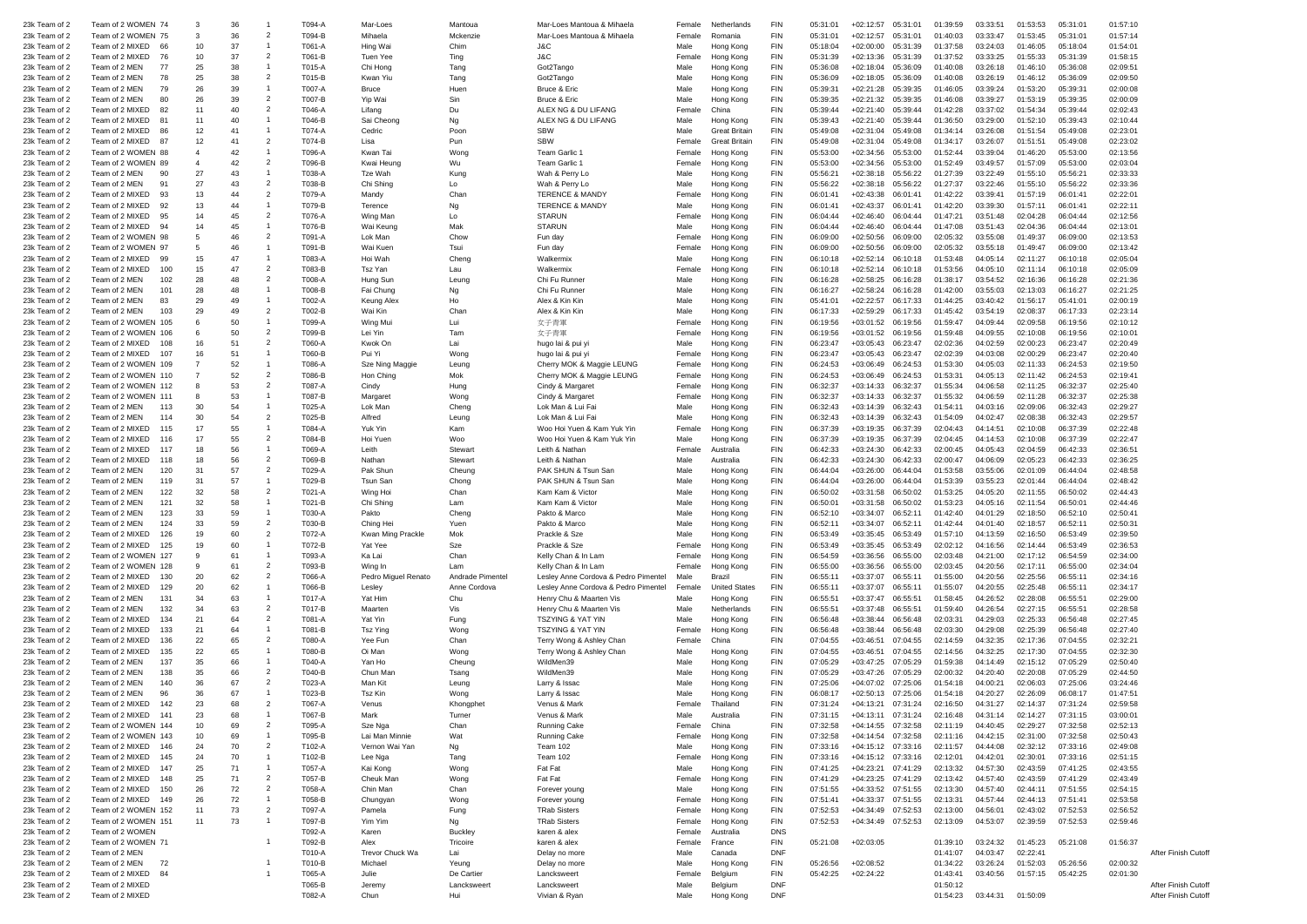| | | | | | | | | | | | | | | | | | | | | | |
|---|---|---|---|---|---|---|---|---|---|---|---|---|---|---|---|---|---|---|---|---|---|
| 23k Team of 2 | Team of 2 WOMEN | 74 | 3 | 36 | 1 | T094-A | Mar-Loes | Mantoua | Mar-Loes Mantoua & Mihaela | Female | Netherlands | FIN | 05:31:01 | +02:12:57 | 05:31:01 | 01:39:59 | 03:33:51 | 01:53:53 | 05:31:01 | 01:57:10 | |
| 23k Team of 2 | Team of 2 WOMEN | 75 | 3 | 36 | 2 | T094-B | Mihaela | Mckenzie | Mar-Loes Mantoua & Mihaela | Female | Romania | FIN | 05:31:01 | +02:12:57 | 05:31:01 | 01:40:03 | 03:33:47 | 01:53:45 | 05:31:01 | 01:57:14 | |
| 23k Team of 2 | Team of 2 MIXED | 66 | 10 | 37 | 1 | T061-A | Hing Wai | Chim | J&C | Male | Hong Kong | FIN | 05:18:04 | +02:00:00 | 05:31:39 | 01:37:58 | 03:24:03 | 01:46:05 | 05:18:04 | 01:54:01 | |
| 23k Team of 2 | Team of 2 MIXED | 76 | 10 | 37 | 2 | T061-B | Tuen Yee | Ting | J&C | Female | Hong Kong | FIN | 05:31:39 | +02:13:36 | 05:31:39 | 01:37:52 | 03:33:25 | 01:55:33 | 05:31:39 | 01:58:15 | |
| 23k Team of 2 | Team of 2 MEN | 77 | 25 | 38 | 1 | T015-A | Chi Hong | Tang | Got2Tango | Male | Hong Kong | FIN | 05:36:08 | +02:18:04 | 05:36:09 | 01:40:08 | 03:26:18 | 01:46:10 | 05:36:08 | 02:09:51 | |
| 23k Team of 2 | Team of 2 MEN | 78 | 25 | 38 | 2 | T015-B | Kwan Yiu | Tang | Got2Tango | Male | Hong Kong | FIN | 05:36:09 | +02:18:05 | 05:36:09 | 01:40:08 | 03:26:19 | 01:46:12 | 05:36:09 | 02:09:50 | |
| 23k Team of 2 | Team of 2 MEN | 79 | 26 | 39 | 1 | T007-A | Bruce | Huen | Bruce & Eric | Male | Hong Kong | FIN | 05:39:31 | +02:21:28 | 05:39:35 | 01:46:05 | 03:39:24 | 01:53:20 | 05:39:31 | 02:00:08 | |
| 23k Team of 2 | Team of 2 MEN | 80 | 26 | 39 | 2 | T007-B | Yip Wai | Sin | Bruce & Eric | Male | Hong Kong | FIN | 05:39:35 | +02:21:32 | 05:39:35 | 01:46:08 | 03:39:27 | 01:53:19 | 05:39:35 | 02:00:09 | |
| 23k Team of 2 | Team of 2 MIXED | 82 | 11 | 40 | 2 | T046-A | Lifang | Du | ALEX NG & DU LIFANG | Female | China | FIN | 05:39:44 | +02:21:40 | 05:39:44 | 01:42:28 | 03:37:02 | 01:54:34 | 05:39:44 | 02:02:43 | |
| 23k Team of 2 | Team of 2 MIXED | 81 | 11 | 40 | 1 | T046-B | Sai Cheong | Ng | ALEX NG & DU LIFANG | Male | Hong Kong | FIN | 05:39:43 | +02:21:40 | 05:39:44 | 01:36:50 | 03:29:00 | 01:52:10 | 05:39:43 | 02:10:44 | |
| 23k Team of 2 | Team of 2 MIXED | 86 | 12 | 41 | 1 | T074-A | Cedric | Poon | SBW | Male | Great Britain | FIN | 05:49:08 | +02:31:04 | 05:49:08 | 01:34:14 | 03:26:08 | 01:51:54 | 05:49:08 | 02:23:01 | |
| 23k Team of 2 | Team of 2 MIXED | 87 | 12 | 41 | 2 | T074-B | Lisa | Pun | SBW | Female | Great Britain | FIN | 05:49:08 | +02:31:04 | 05:49:08 | 01:34:17 | 03:26:07 | 01:51:51 | 05:49:08 | 02:23:02 | |
| 23k Team of 2 | Team of 2 WOMEN | 88 | 4 | 42 | 1 | T096-A | Kwan Tai | Wong | Team Garlic 1 | Female | Hong Kong | FIN | 05:53:00 | +02:34:56 | 05:53:00 | 01:52:44 | 03:39:04 | 01:46:20 | 05:53:00 | 02:13:56 | |
| 23k Team of 2 | Team of 2 WOMEN | 89 | 4 | 42 | 2 | T096-B | Kwai Heung | Wu | Team Garlic 1 | Female | Hong Kong | FIN | 05:53:00 | +02:34:56 | 05:53:00 | 01:52:49 | 03:49:57 | 01:57:09 | 05:53:00 | 02:03:04 | |
| 23k Team of 2 | Team of 2 MEN | 90 | 27 | 43 | 1 | T038-A | Tze Wah | Kung | Wah & Perry Lo | Male | Hong Kong | FIN | 05:56:21 | +02:38:18 | 05:56:22 | 01:27:39 | 03:22:49 | 01:55:10 | 05:56:21 | 02:33:33 | |
| 23k Team of 2 | Team of 2 MEN | 91 | 27 | 43 | 2 | T038-B | Chi Shing | Lo | Wah & Perry Lo | Male | Hong Kong | FIN | 05:56:22 | +02:38:18 | 05:56:22 | 01:27:37 | 03:22:46 | 01:55:10 | 05:56:22 | 02:33:36 | |
| 23k Team of 2 | Team of 2 MIXED | 93 | 13 | 44 | 2 | T079-A | Mandy | Chan | TERENCE & MANDY | Female | Hong Kong | FIN | 06:01:41 | +02:43:38 | 06:01:41 | 01:42:22 | 03:39:41 | 01:57:19 | 06:01:41 | 02:22:01 | |
| 23k Team of 2 | Team of 2 MIXED | 92 | 13 | 44 | 1 | T079-B | Terence | Ng | TERENCE & MANDY | Male | Hong Kong | FIN | 06:01:41 | +02:43:37 | 06:01:41 | 01:42:20 | 03:39:30 | 01:57:11 | 06:01:41 | 02:22:11 | |
| 23k Team of 2 | Team of 2 MIXED | 95 | 14 | 45 | 2 | T076-A | Wing Man | Lo | STARUN | Female | Hong Kong | FIN | 06:04:44 | +02:46:40 | 06:04:44 | 01:47:21 | 03:51:48 | 02:04:28 | 06:04:44 | 02:12:56 | |
| 23k Team of 2 | Team of 2 MIXED | 94 | 14 | 45 | 1 | T076-B | Wai Keung | Mak | STARUN | Male | Hong Kong | FIN | 06:04:44 | +02:46:40 | 06:04:44 | 01:47:08 | 03:51:43 | 02:04:36 | 06:04:44 | 02:13:01 | |
| 23k Team of 2 | Team of 2 WOMEN | 98 | 5 | 46 | 2 | T091-A | Lok Man | Chow | Fun day | Female | Hong Kong | FIN | 06:09:00 | +02:50:56 | 06:09:00 | 02:05:32 | 03:55:08 | 01:49:37 | 06:09:00 | 02:13:53 | |
| 23k Team of 2 | Team of 2 WOMEN | 97 | 5 | 46 | 1 | T091-B | Wai Kuen | Tsui | Fun day | Female | Hong Kong | FIN | 06:09:00 | +02:50:56 | 06:09:00 | 02:05:32 | 03:55:18 | 01:49:47 | 06:09:00 | 02:13:42 | |
| 23k Team of 2 | Team of 2 MIXED | 99 | 15 | 47 | 1 | T083-A | Hoi Wah | Cheng | Walkermix | Male | Hong Kong | FIN | 06:10:18 | +02:52:14 | 06:10:18 | 01:53:48 | 04:05:14 | 02:11:27 | 06:10:18 | 02:05:04 | |
| 23k Team of 2 | Team of 2 MIXED | 100 | 15 | 47 | 2 | T083-B | Tsz Yan | Lau | Walkermix | Female | Hong Kong | FIN | 06:10:18 | +02:52:14 | 06:10:18 | 01:53:56 | 04:05:10 | 02:11:14 | 06:10:18 | 02:05:09 | |
| 23k Team of 2 | Team of 2 MEN | 102 | 28 | 48 | 2 | T008-A | Hung Sun | Leung | Chi Fu Runner | Male | Hong Kong | FIN | 06:16:28 | +02:58:25 | 06:16:28 | 01:38:17 | 03:54:52 | 02:16:36 | 06:16:28 | 02:21:36 | |
| 23k Team of 2 | Team of 2 MEN | 101 | 28 | 48 | 1 | T008-B | Fai Chung | Ng | Chi Fu Runner | Male | Hong Kong | FIN | 06:16:27 | +02:58:24 | 06:16:28 | 01:42:00 | 03:55:03 | 02:13:03 | 06:16:27 | 02:21:25 | |
| 23k Team of 2 | Team of 2 MEN | 83 | 29 | 49 | 1 | T002-A | Keung Alex | Ho | Alex & Kin Kin | Male | Hong Kong | FIN | 05:41:01 | +02:22:57 | 06:17:33 | 01:44:25 | 03:40:42 | 01:56:17 | 05:41:01 | 02:00:19 | |
| 23k Team of 2 | Team of 2 MEN | 103 | 29 | 49 | 2 | T002-B | Wai Kin | Chan | Alex & Kin Kin | Male | Hong Kong | FIN | 06:17:33 | +02:59:29 | 06:17:33 | 01:45:42 | 03:54:19 | 02:08:37 | 06:17:33 | 02:23:14 | |
| 23k Team of 2 | Team of 2 WOMEN | 105 | 6 | 50 | 1 | T099-A | Wing Mui | Lui | 女子青軍 | Female | Hong Kong | FIN | 06:19:56 | +03:01:52 | 06:19:56 | 01:59:47 | 04:09:44 | 02:09:58 | 06:19:56 | 02:10:12 | |
| 23k Team of 2 | Team of 2 WOMEN | 106 | 6 | 50 | 2 | T099-B | Lei Yin | Tam | 女子青軍 | Female | Hong Kong | FIN | 06:19:56 | +03:01:52 | 06:19:56 | 01:59:48 | 04:09:55 | 02:10:08 | 06:19:56 | 02:10:01 | |
| 23k Team of 2 | Team of 2 MIXED | 108 | 16 | 51 | 2 | T060-A | Kwok On | Lai | hugo lai & pui yi | Male | Hong Kong | FIN | 06:23:47 | +03:05:43 | 06:23:47 | 02:02:36 | 04:02:59 | 02:00:23 | 06:23:47 | 02:20:49 | |
| 23k Team of 2 | Team of 2 MIXED | 107 | 16 | 51 | 1 | T060-B | Pui Yi | Wong | hugo lai & pui yi | Female | Hong Kong | FIN | 06:23:47 | +03:05:43 | 06:23:47 | 02:02:39 | 04:03:08 | 02:00:29 | 06:23:47 | 02:20:40 | |
| 23k Team of 2 | Team of 2 WOMEN | 109 | 7 | 52 | 1 | T086-A | Sze Ning Maggie | Leung | Cherry MOK & Maggie LEUNG | Female | Hong Kong | FIN | 06:24:53 | +03:06:49 | 06:24:53 | 01:53:30 | 04:05:03 | 02:11:33 | 06:24:53 | 02:19:50 | |
| 23k Team of 2 | Team of 2 WOMEN | 110 | 7 | 52 | 2 | T086-B | Hon Ching | Mok | Cherry MOK & Maggie LEUNG | Female | Hong Kong | FIN | 06:24:53 | +03:06:49 | 06:24:53 | 01:53:31 | 04:05:13 | 02:11:42 | 06:24:53 | 02:19:41 | |
| 23k Team of 2 | Team of 2 WOMEN | 112 | 8 | 53 | 2 | T087-A | Cindy | Hung | Cindy & Margaret | Female | Hong Kong | FIN | 06:32:37 | +03:14:33 | 06:32:37 | 01:55:34 | 04:06:58 | 02:11:25 | 06:32:37 | 02:25:40 | |
| 23k Team of 2 | Team of 2 WOMEN | 111 | 8 | 53 | 1 | T087-B | Margaret | Wong | Cindy & Margaret | Female | Hong Kong | FIN | 06:32:37 | +03:14:33 | 06:32:37 | 01:55:32 | 04:06:59 | 02:11:28 | 06:32:37 | 02:25:38 | |
| 23k Team of 2 | Team of 2 MEN | 113 | 30 | 54 | 1 | T025-A | Lok Man | Cheng | Lok Man & Lui Fai | Male | Hong Kong | FIN | 06:32:43 | +03:14:39 | 06:32:43 | 01:54:11 | 04:03:16 | 02:09:06 | 06:32:43 | 02:29:27 | |
| 23k Team of 2 | Team of 2 MEN | 114 | 30 | 54 | 2 | T025-B | Alfred | Leung | Lok Man & Lui Fai | Male | Hong Kong | FIN | 06:32:43 | +03:14:39 | 06:32:43 | 01:54:09 | 04:02:47 | 02:08:38 | 06:32:43 | 02:29:57 | |
| 23k Team of 2 | Team of 2 MIXED | 115 | 17 | 55 | 1 | T084-A | Yuk Yin | Kam | Woo Hoi Yuen & Kam Yuk Yin | Female | Hong Kong | FIN | 06:37:39 | +03:19:35 | 06:37:39 | 02:04:43 | 04:14:51 | 02:10:08 | 06:37:39 | 02:22:48 | |
| 23k Team of 2 | Team of 2 MIXED | 116 | 17 | 55 | 2 | T084-B | Hoi Yuen | Woo | Woo Hoi Yuen & Kam Yuk Yin | Male | Hong Kong | FIN | 06:37:39 | +03:19:35 | 06:37:39 | 02:04:45 | 04:14:53 | 02:10:08 | 06:37:39 | 02:22:47 | |
| 23k Team of 2 | Team of 2 MIXED | 117 | 18 | 56 | 1 | T069-A | Leith | Stewart | Leith & Nathan | Female | Australia | FIN | 06:42:33 | +03:24:30 | 06:42:33 | 02:00:45 | 04:05:43 | 02:04:59 | 06:42:33 | 02:36:51 | |
| 23k Team of 2 | Team of 2 MIXED | 118 | 18 | 56 | 2 | T069-B | Nathan | Stewart | Leith & Nathan | Male | Australia | FIN | 06:42:33 | +03:24:30 | 06:42:33 | 02:00:47 | 04:06:09 | 02:05:23 | 06:42:33 | 02:36:25 | |
| 23k Team of 2 | Team of 2 MEN | 120 | 31 | 57 | 2 | T029-A | Pak Shun | Cheung | PAK SHUN & Tsun San | Male | Hong Kong | FIN | 06:44:04 | +03:26:00 | 06:44:04 | 01:53:58 | 03:55:06 | 02:01:09 | 06:44:04 | 02:48:58 | |
| 23k Team of 2 | Team of 2 MEN | 119 | 31 | 57 | 1 | T029-B | Tsun San | Chong | PAK SHUN & Tsun San | Male | Hong Kong | FIN | 06:44:04 | +03:26:00 | 06:44:04 | 01:53:39 | 03:55:23 | 02:01:44 | 06:44:04 | 02:48:42 | |
| 23k Team of 2 | Team of 2 MEN | 122 | 32 | 58 | 2 | T021-A | Wing Hoi | Chan | Kam Kam & Victor | Male | Hong Kong | FIN | 06:50:02 | +03:31:58 | 06:50:02 | 01:53:25 | 04:05:20 | 02:11:55 | 06:50:02 | 02:44:43 | |
| 23k Team of 2 | Team of 2 MEN | 121 | 32 | 58 | 1 | T021-B | Chi Shing | Lam | Kam Kam & Victor | Male | Hong Kong | FIN | 06:50:01 | +03:31:58 | 06:50:02 | 01:53:23 | 04:05:16 | 02:11:54 | 06:50:01 | 02:44:46 | |
| 23k Team of 2 | Team of 2 MEN | 123 | 33 | 59 | 1 | T030-A | Pakto | Cheng | Pakto & Marco | Male | Hong Kong | FIN | 06:52:10 | +03:34:07 | 06:52:11 | 01:42:40 | 04:01:29 | 02:18:50 | 06:52:10 | 02:50:41 | |
| 23k Team of 2 | Team of 2 MEN | 124 | 33 | 59 | 2 | T030-B | Ching Hei | Yuen | Pakto & Marco | Male | Hong Kong | FIN | 06:52:11 | +03:34:07 | 06:52:11 | 01:42:44 | 04:01:40 | 02:18:57 | 06:52:11 | 02:50:31 | |
| 23k Team of 2 | Team of 2 MIXED | 126 | 19 | 60 | 2 | T072-A | Kwan Ming Prackle | Mok | Prackle & Sze | Male | Hong Kong | FIN | 06:53:49 | +03:35:45 | 06:53:49 | 01:57:10 | 04:13:59 | 02:16:50 | 06:53:49 | 02:39:50 | |
| 23k Team of 2 | Team of 2 MIXED | 125 | 19 | 60 | 1 | T072-B | Yat Yee | Sze | Prackle & Sze | Female | Hong Kong | FIN | 06:53:49 | +03:35:45 | 06:53:49 | 02:02:12 | 04:16:56 | 02:14:44 | 06:53:49 | 02:36:53 | |
| 23k Team of 2 | Team of 2 WOMEN | 127 | 9 | 61 | 1 | T093-A | Ka Lai | Chan | Kelly Chan & In Lam | Female | Hong Kong | FIN | 06:54:59 | +03:36:56 | 06:55:00 | 02:03:48 | 04:21:00 | 02:17:12 | 06:54:59 | 02:34:00 | |
| 23k Team of 2 | Team of 2 WOMEN | 128 | 9 | 61 | 2 | T093-B | Wing In | Lam | Kelly Chan & In Lam | Female | Hong Kong | FIN | 06:55:00 | +03:36:56 | 06:55:00 | 02:03:45 | 04:20:56 | 02:17:11 | 06:55:00 | 02:34:04 | |
| 23k Team of 2 | Team of 2 MIXED | 130 | 20 | 62 | 2 | T066-A | Pedro Miguel Renato | Andrade Pimentel | Lesley Anne Cordova & Pedro Pimentel | Male | Brazil | FIN | 06:55:11 | +03:37:07 | 06:55:11 | 01:55:00 | 04:20:56 | 02:25:56 | 06:55:11 | 02:34:16 | |
| 23k Team of 2 | Team of 2 MIXED | 129 | 20 | 62 | 1 | T066-B | Lesley | Anne Cordova | Lesley Anne Cordova & Pedro Pimentel | Female | United States | FIN | 06:55:11 | +03:37:07 | 06:55:11 | 01:55:07 | 04:20:55 | 02:25:48 | 06:55:11 | 02:34:17 | |
| 23k Team of 2 | Team of 2 MEN | 131 | 34 | 63 | 1 | T017-A | Yat Him | Chu | Henry Chu & Maarten Vis | Male | Hong Kong | FIN | 06:55:51 | +03:37:47 | 06:55:51 | 01:58:45 | 04:26:52 | 02:28:08 | 06:55:51 | 02:29:00 | |
| 23k Team of 2 | Team of 2 MEN | 132 | 34 | 63 | 2 | T017-B | Maarten | Vis | Henry Chu & Maarten Vis | Male | Netherlands | FIN | 06:55:51 | +03:37:48 | 06:55:51 | 01:59:40 | 04:26:54 | 02:27:15 | 06:55:51 | 02:28:58 | |
| 23k Team of 2 | Team of 2 MIXED | 134 | 21 | 64 | 2 | T081-A | Yat Yin | Fung | TSZYING & YAT YIN | Male | Hong Kong | FIN | 06:56:48 | +03:38:44 | 06:56:48 | 02:03:31 | 04:29:03 | 02:25:33 | 06:56:48 | 02:27:45 | |
| 23k Team of 2 | Team of 2 MIXED | 133 | 21 | 64 | 1 | T081-B | Tsz Ying | Wong | TSZYING & YAT YIN | Female | Hong Kong | FIN | 06:56:48 | +03:38:44 | 06:56:48 | 02:03:30 | 04:29:08 | 02:25:39 | 06:56:48 | 02:27:40 | |
| 23k Team of 2 | Team of 2 MIXED | 136 | 22 | 65 | 2 | T080-A | Yee Fun | Chan | Terry Wong & Ashley Chan | Female | China | FIN | 07:04:55 | +03:46:51 | 07:04:55 | 02:14:59 | 04:32:35 | 02:17:36 | 07:04:55 | 02:32:21 | |
| 23k Team of 2 | Team of 2 MIXED | 135 | 22 | 65 | 1 | T080-B | Oi Man | Wong | Terry Wong & Ashley Chan | Male | Hong Kong | FIN | 07:04:55 | +03:46:51 | 07:04:55 | 02:14:56 | 04:32:25 | 02:17:30 | 07:04:55 | 02:32:30 | |
| 23k Team of 2 | Team of 2 MEN | 137 | 35 | 66 | 1 | T040-A | Yan Ho | Cheung | WildMen39 | Male | Hong Kong | FIN | 07:05:29 | +03:47:25 | 07:05:29 | 01:59:38 | 04:14:49 | 02:15:12 | 07:05:29 | 02:50:40 | |
| 23k Team of 2 | Team of 2 MEN | 138 | 35 | 66 | 2 | T040-B | Chun Man | Tsang | WildMen39 | Male | Hong Kong | FIN | 07:05:29 | +03:47:26 | 07:05:29 | 02:00:32 | 04:20:40 | 02:20:08 | 07:05:29 | 02:44:50 | |
| 23k Team of 2 | Team of 2 MEN | 140 | 36 | 67 | 2 | T023-A | Man Kit | Leung | Larry & Issac | Male | Hong Kong | FIN | 07:25:06 | +04:07:02 | 07:25:06 | 01:54:18 | 04:00:21 | 02:06:03 | 07:25:06 | 03:24:46 | |
| 23k Team of 2 | Team of 2 MEN | 96 | 36 | 67 | 1 | T023-B | Tsz Kin | Wong | Larry & Issac | Male | Hong Kong | FIN | 06:08:17 | +02:50:13 | 07:25:06 | 01:54:18 | 04:20:27 | 02:26:09 | 06:08:17 | 01:47:51 | |
| 23k Team of 2 | Team of 2 MIXED | 142 | 23 | 68 | 2 | T067-A | Venus | Khongphet | Venus & Mark | Female | Thailand | FIN | 07:31:24 | +04:13:21 | 07:31:24 | 02:16:50 | 04:31:27 | 02:14:37 | 07:31:24 | 02:59:58 | |
| 23k Team of 2 | Team of 2 MIXED | 141 | 23 | 68 | 1 | T067-B | Mark | Turner | Venus & Mark | Male | Australia | FIN | 07:31:15 | +04:13:11 | 07:31:24 | 02:16:48 | 04:31:14 | 02:14:27 | 07:31:15 | 03:00:01 | |
| 23k Team of 2 | Team of 2 WOMEN | 144 | 10 | 69 | 2 | T095-A | Sze Nga | Chan | Running Cake | Female | China | FIN | 07:32:58 | +04:14:55 | 07:32:58 | 02:11:19 | 04:40:45 | 02:29:27 | 07:32:58 | 02:52:13 | |
| 23k Team of 2 | Team of 2 WOMEN | 143 | 10 | 69 | 1 | T095-B | Lai Man Minnie | Wat | Running Cake | Female | Hong Kong | FIN | 07:32:58 | +04:14:54 | 07:32:58 | 02:11:16 | 04:42:15 | 02:31:00 | 07:32:58 | 02:50:43 | |
| 23k Team of 2 | Team of 2 MIXED | 146 | 24 | 70 | 2 | T102-A | Vernon Wai Yan | Ng | Team 102 | Male | Hong Kong | FIN | 07:33:16 | +04:15:12 | 07:33:16 | 02:11:57 | 04:44:08 | 02:32:12 | 07:33:16 | 02:49:08 | |
| 23k Team of 2 | Team of 2 MIXED | 145 | 24 | 70 | 1 | T102-B | Lee Nga | Tang | Team 102 | Female | Hong Kong | FIN | 07:33:16 | +04:15:12 | 07:33:16 | 02:12:01 | 04:42:01 | 02:30:01 | 07:33:16 | 02:51:15 | |
| 23k Team of 2 | Team of 2 MIXED | 147 | 25 | 71 | 1 | T057-A | Kai Kong | Wong | Fat Fat | Male | Hong Kong | FIN | 07:41:25 | +04:23:21 | 07:41:29 | 02:13:32 | 04:57:30 | 02:43:59 | 07:41:25 | 02:43:55 | |
| 23k Team of 2 | Team of 2 MIXED | 148 | 25 | 71 | 2 | T057-B | Cheuk Man | Wong | Fat Fat | Female | Hong Kong | FIN | 07:41:29 | +04:23:25 | 07:41:29 | 02:13:42 | 04:57:40 | 02:43:59 | 07:41:29 | 02:43:49 | |
| 23k Team of 2 | Team of 2 MIXED | 150 | 26 | 72 | 2 | T058-A | Chin Man | Chan | Forever young | Male | Hong Kong | FIN | 07:51:55 | +04:33:52 | 07:51:55 | 02:13:30 | 04:57:40 | 02:44:11 | 07:51:55 | 02:54:15 | |
| 23k Team of 2 | Team of 2 MIXED | 149 | 26 | 72 | 1 | T058-B | Chungyan | Wong | Forever young | Female | Hong Kong | FIN | 07:51:41 | +04:33:37 | 07:51:55 | 02:13:31 | 04:57:44 | 02:44:13 | 07:51:41 | 02:53:58 | |
| 23k Team of 2 | Team of 2 WOMEN | 152 | 11 | 73 | 2 | T097-A | Pamela | Fung | TRab Sisters | Female | Hong Kong | FIN | 07:52:53 | +04:34:49 | 07:52:53 | 02:13:00 | 04:56:01 | 02:43:02 | 07:52:53 | 02:56:52 | |
| 23k Team of 2 | Team of 2 WOMEN | 151 | 11 | 73 | 1 | T097-B | Yim Yim | Ng | TRab Sisters | Female | Hong Kong | FIN | 07:52:53 | +04:34:49 | 07:52:53 | 02:13:09 | 04:53:07 | 02:39:59 | 07:52:53 | 02:59:46 | |
| 23k Team of 2 | Team of 2 WOMEN | | | | | T092-A | Karen | Buckley | karen & alex | Female | Australia | DNS | | | | | | | | | |
| 23k Team of 2 | Team of 2 WOMEN | 71 | | | 1 | T092-B | Alex | Tricoire | karen & alex | Female | France | FIN | 05:21:08 | +02:03:05 | | 01:39:10 | 03:24:32 | 01:45:23 | 05:21:08 | 01:56:37 | |
| 23k Team of 2 | Team of 2 MEN | | | | | T010-A | Trevor Chuck Wa | Lai | Delay no more | Male | Canada | DNF | | | | 01:41:07 | 04:03:47 | 02:22:41 | | | After Finish Cutoff |
| 23k Team of 2 | Team of 2 MEN | 72 | | | 1 | T010-B | Michael | Yeung | Delay no more | Male | Hong Kong | FIN | 05:26:56 | +02:08:52 | | 01:34:22 | 03:26:24 | 01:52:03 | 05:26:56 | 02:00:32 | |
| 23k Team of 2 | Team of 2 MIXED | 84 | | | 1 | T065-A | Julie | De Cartier | Lancksweert | Female | Belgium | FIN | 05:42:25 | +02:24:22 | | 01:43:41 | 03:40:56 | 01:57:15 | 05:42:25 | 02:01:30 | |
| 23k Team of 2 | Team of 2 MIXED | | | | | T065-B | Jeremy | Lancksweert | Lancksweert | Male | Belgium | DNF | | | | 01:50:12 | | | | | After Finish Cutoff |
| 23k Team of 2 | Team of 2 MIXED | | | | | T082-A | Chun | Hui | Vivian & Ryan | Male | Hong Kong | DNF | | | | 01:54:23 | 03:44:31 | 01:50:09 | | | After Finish Cutoff |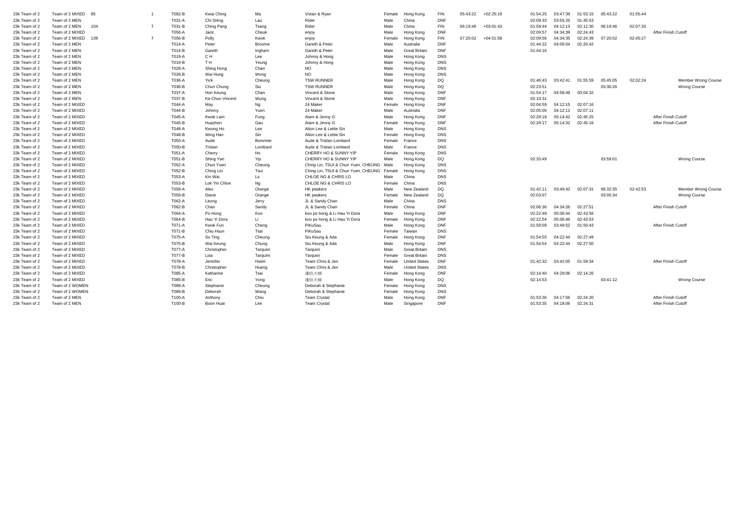| | | | | | | | | | | | | | | | | | | | | |
|---|---|---|---|---|---|---|---|---|---|---|---|---|---|---|---|---|---|---|---|---|
| 23k Team of 2 | Team of 2 MIXED | 85 | 1 | T082-B | Kwai Ching | Ma | Vivian & Ryan | Female | Hong Kong | FIN | 05:43:22 | +02:25:19 | 01:54:25 | 03:47:39 | 01:53:15 | 05:43:22 | 01:55:44 | | |
| 23k Team of 2 | Team of 2 MEN | | | T031-A | Chi Shing | Lau | Rider | Male | China | DNF | | | 02:09:33 | 03:55:25 | 01:45:53 | | | | |
| 23k Team of 2 | Team of 2 MEN | 104 | 1 | T031-B | Ching Pang | Tsang | Rider | Male | China | FIN | 06:19:46 | +03:01:43 | 01:59:44 | 04:12:13 | 02:12:30 | 06:19:46 | 02:07:33 | | |
| 23k Team of 2 | Team of 2 MIXED | | | T056-A | Jack | Cheuk | enjoy | Male | Hong Kong | DNF | | | 02:09:57 | 04:34:39 | 02:24:43 | | | After Finish Cutoff | |
| 23k Team of 2 | Team of 2 MIXED | 139 | 1 | T056-B | Polly | Kwok | enjoy | Female | Hong Kong | FIN | 07:20:02 | +04:01:58 | 02:09:56 | 04:34:35 | 02:24:39 | 07:20:02 | 02:45:27 | | |
| 23k Team of 2 | Team of 2 MEN | | | T014-A | Peter | Broome | Gareth & Peter | Male | Australia | DNF | | | 01:44:22 | 04:05:04 | 02:20:42 | | | | |
| 23k Team of 2 | Team of 2 MEN | | | T014-B | Gareth | Ingham | Gareth & Peter | Male | Great Britain | DNF | | | 01:44:16 | | | | | | |
| 23k Team of 2 | Team of 2 MEN | | | T019-A | C H | Lee | Johnny & Hong | Male | Hong Kong | DNS | | | | | | | | | |
| 23k Team of 2 | Team of 2 MEN | | | T019-B | T H | Yeung | Johnny & Hong | Male | Hong Kong | DNS | | | | | | | | | |
| 23k Team of 2 | Team of 2 MEN | | | T028-A | Shing Hong | Chan | NO | Male | Hong Kong | DNS | | | | | | | | | |
| 23k Team of 2 | Team of 2 MEN | | | T028-B | Wai Hung | Wong | NO | Male | Hong Kong | DNS | | | | | | | | | |
| 23k Team of 2 | Team of 2 MEN | | | T036-A | Yick | Cheung | TSW RUNNER | Male | Hong Kong | DQ | | | 01:46:43 | 03:42:41 | 01:55:59 | 05:45:05 | 02:02:24 | | Member Wrong Course |
| 23k Team of 2 | Team of 2 MEN | | | T036-B | Chun Chung | Siu | TSW RUNNER | Male | Hong Kong | DQ | | | 02:23:51 | | | 03:36:26 | | | Wrong Course |
| 23k Team of 2 | Team of 2 MEN | | | T037-A | Hon Keung | Chan | Vincent & Stone | Male | Hong Kong | DNF | | | 01:54:17 | 04:58:48 | 03:04:32 | | | | |
| 23k Team of 2 | Team of 2 MEN | | | T037-B | Ka Chun Vincent | Wung | Vincent & Stone | Male | Hong Kong | DNF | | | 02:10:31 | | | | | | |
| 23k Team of 2 | Team of 2 MIXED | | | T044-A | May | Ng | 24 Maker | Female | Hong Kong | DNF | | | 02:04:59 | 04:12:15 | 02:07:16 | | | | |
| 23k Team of 2 | Team of 2 MIXED | | | T044-B | Johnny | Yuen | 24 Maker | Male | Australia | DNF | | | 02:05:00 | 04:12:11 | 02:07:11 | | | | |
| 23k Team of 2 | Team of 2 MIXED | | | T045-A | Kwok Lam | Fung | Alam & Jenny G | Male | Hong Kong | DNF | | | 02:29:18 | 05:14:42 | 02:45:25 | | | After Finish Cutoff | |
| 23k Team of 2 | Team of 2 MIXED | | | T045-B | Huazhen | Gao | Alam & Jenny G | Female | Hong Kong | DNF | | | 02:29:17 | 05:14:32 | 02:45:16 | | | After Finish Cutoff | |
| 23k Team of 2 | Team of 2 MIXED | | | T048-A | Kwong Ho | Lee | Alton Lee & Lettie Sin | Male | Hong Kong | DNS | | | | | | | | | |
| 23k Team of 2 | Team of 2 MIXED | | | T048-B | Wing Han | Sin | Alton Lee & Lettie Sin | Female | Hong Kong | DNS | | | | | | | | | |
| 23k Team of 2 | Team of 2 MIXED | | | T050-A | Aude | Bommier | Aude & Tristan Lombard | Female | France | DNS | | | | | | | | | |
| 23k Team of 2 | Team of 2 MIXED | | | T050-B | Tristan | Lombard | Aude & Tristan Lombard | Male | France | DNS | | | | | | | | | |
| 23k Team of 2 | Team of 2 MIXED | | | T051-A | Cherry | Ho | CHERRY HO & SUNNY YIP | Female | Hong Kong | DNS | | | | | | | | | |
| 23k Team of 2 | Team of 2 MIXED | | | T051-B | Shing Yan | Yip | CHERRY HO & SUNNY YIP | Male | Hong Kong | DQ | | | 02:33:49 | | | 03:59:01 | | | Wrong Course |
| 23k Team of 2 | Team of 2 MIXED | | | T052-A | Chun Yuen | Cheung | Ching Lin, TSUI & Chun Yuen, CHEUNG | Male | Hong Kong | DNS | | | | | | | | | |
| 23k Team of 2 | Team of 2 MIXED | | | T052-B | Ching Lin | Tsui | Ching Lin, TSUI & Chun Yuen, CHEUNG | Female | Hong Kong | DNS | | | | | | | | | |
| 23k Team of 2 | Team of 2 MIXED | | | T053-A | Kin Wai | Lo | CHLOE NG & CHRIS LO | Male | China | DNS | | | | | | | | | |
| 23k Team of 2 | Team of 2 MIXED | | | T053-B | Lok Yin Chloe | Ng | CHLOE NG & CHRIS LO | Female | China | DNS | | | | | | | | | |
| 23k Team of 2 | Team of 2 MIXED | | | T059-A | Alex | Orange | HK peakers | Male | New Zealand | DQ | | | 01:42:11 | 03:49:42 | 02:07:31 | 06:32:35 | 02:42:53 | | Member Wrong Course |
| 23k Team of 2 | Team of 2 MIXED | | | T059-B | Diane | Orange | HK peakers | Female | New Zealand | DQ | | | 02:03:07 | | | 03:05:34 | | | Wrong Course |
| 23k Team of 2 | Team of 2 MIXED | | | T062-A | Leung | Jerry | JL & Sandy Chan | Male | China | DNS | | | | | | | | | |
| 23k Team of 2 | Team of 2 MIXED | | | T062-B | Chan | Sandy | JL & Sandy Chan | Female | China | DNF | | | 02:06:36 | 04:34:26 | 02:27:51 | | | After Finish Cutoff | |
| 23k Team of 2 | Team of 2 MIXED | | | T064-A | Po Hong | Koo | koo po hong & Li Hau Yi Dora | Male | Hong Kong | DNF | | | 02:22:49 | 05:06:44 | 02:43:56 | | | | |
| 23k Team of 2 | Team of 2 MIXED | | | T064-B | Hau Yi Dora | Li | koo po hong & Li Hau Yi Dora | Female | Hong Kong | DNF | | | 02:22:54 | 05:06:46 | 02:43:53 | | | | |
| 23k Team of 2 | Team of 2 MIXED | | | T071-A | Kwok Fun | Cheng | PiKuSau | Male | Hong Kong | DNF | | | 01:59:09 | 03:49:52 | 01:50:43 | | | After Finish Cutoff | |
| 23k Team of 2 | Team of 2 MIXED | | | T071-B | Chiu Hsun | Tsai | PiKuSau | Female | Taiwan | DNS | | | | | | | | | |
| 23k Team of 2 | Team of 2 MIXED | | | T075-A | So Ting | Cheung | Siu Keung & Ada | Female | Hong Kong | DNF | | | 01:54:55 | 04:22:44 | 02:27:49 | | | | |
| 23k Team of 2 | Team of 2 MIXED | | | T075-B | Wai Keung | Chung | Siu Keung & Ada | Male | Hong Kong | DNF | | | 01:54:54 | 04:22:44 | 02:27:50 | | | | |
| 23k Team of 2 | Team of 2 MIXED | | | T077-A | Christopher | Tarquini | Tarquini | Male | Great Britain | DNS | | | | | | | | | |
| 23k Team of 2 | Team of 2 MIXED | | | T077-B | Lisa | Tarquini | Tarquini | Female | Great Britain | DNS | | | | | | | | | |
| 23k Team of 2 | Team of 2 MIXED | | | T078-A | Jennifer | Hsieh | Team Chris & Jen | Female | United States | DNF | | | 01:42:32 | 03:42:05 | 01:59:34 | | | After Finish Cutoff | |
| 23k Team of 2 | Team of 2 MIXED | | | T078-B | Christopher | Huang | Team Chris & Jen | Male | United States | DNS | | | | | | | | | |
| 23k Team of 2 | Team of 2 MIXED | | | T085-A | Katharine | Tsai | 運枯夫婦 | Female | Hong Kong | DNF | | | 02:14:40 | 04:29:06 | 02:14:26 | | | | |
| 23k Team of 2 | Team of 2 MIXED | | | T085-B | Eric | Yong | 運枯夫婦 | Male | Hong Kong | DQ | | | 02:14:53 | | | 03:41:12 | | | Wrong Course |
| 23k Team of 2 | Team of 2 WOMEN | | | T089-A | Stephanie | Cheung | Deborah & Stephanie | Female | Hong Kong | DNS | | | | | | | | | |
| 23k Team of 2 | Team of 2 WOMEN | | | T089-B | Deborah | Wang | Deborah & Stephanie | Female | Hong Kong | DNS | | | | | | | | | |
| 23k Team of 2 | Team of 2 MEN | | | T100-A | Anthony | Chiu | Team Crystal | Male | Hong Kong | DNF | | | 01:53:36 | 04:17:56 | 02:24:20 | | | After Finish Cutoff | |
| 23k Team of 2 | Team of 2 MEN | | | T100-B | Boon Huat | Lee | Team Crystal | Male | Singapore | DNF | | | 01:53:35 | 04:18:06 | 02:24:31 | | | After Finish Cutoff | |